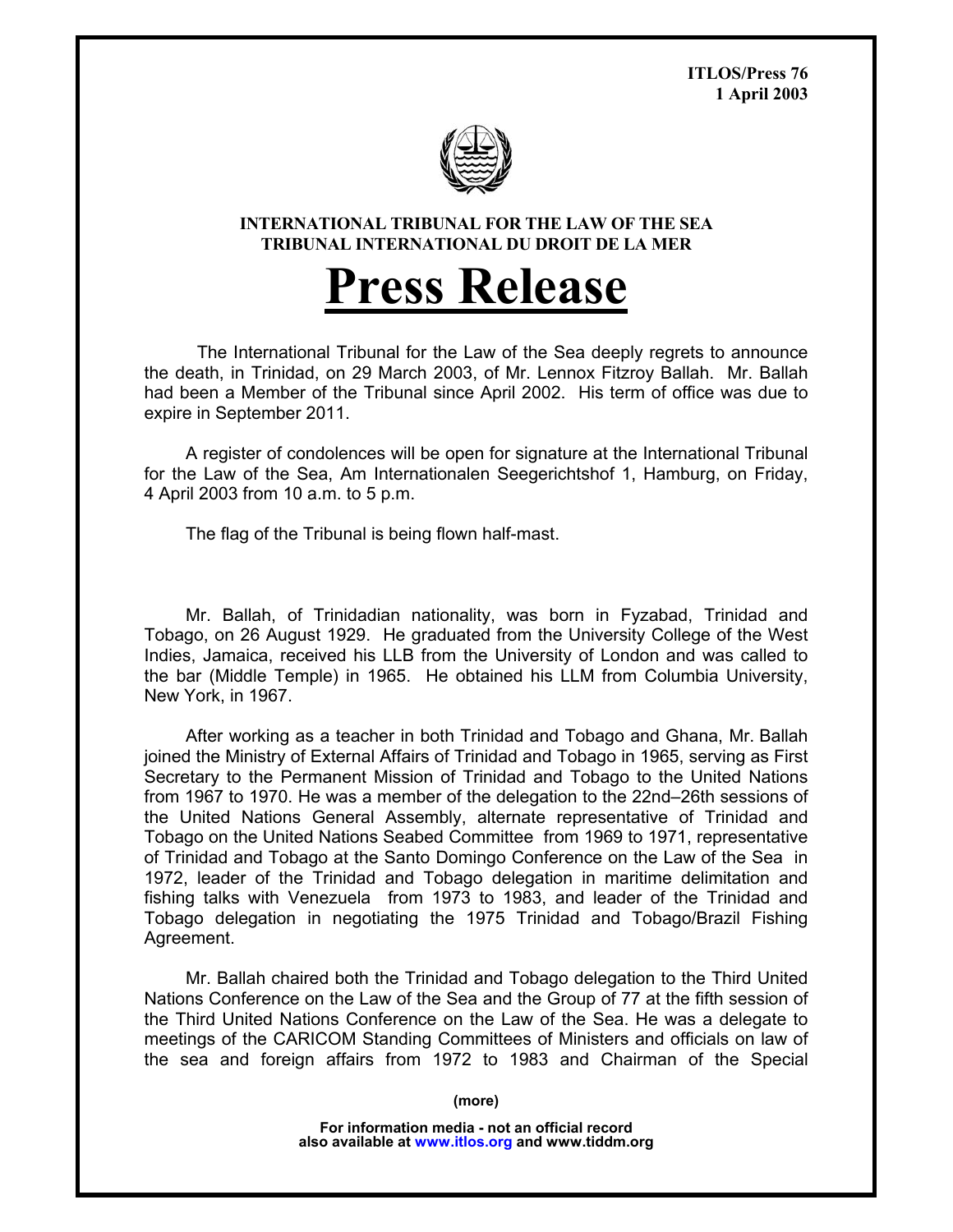ITLOS/Press 76
1 April 2003

**INTERNATIONAL TRIBUNAL FOR THE LAW OF THE SEA**
**TRIBUNAL INTERNATIONAL DU DROIT DE LA MER**

# Press Release

The International Tribunal for the Law of the Sea deeply regrets to announce the death, in Trinidad, on 29 March 2003, of Mr. Lennox Fitzroy Ballah. Mr. Ballah had been a Member of the Tribunal since April 2002. His term of office was due to expire in September 2011.

A register of condolences will be open for signature at the International Tribunal for the Law of the Sea, Am Internationalen Seegerichtshof 1, Hamburg, on Friday, 4 April 2003 from 10 a.m. to 5 p.m.

The flag of the Tribunal is being flown half-mast.

Mr. Ballah, of Trinidadian nationality, was born in Fyzabad, Trinidad and Tobago, on 26 August 1929. He graduated from the University College of the West Indies, Jamaica, received his LLB from the University of London and was called to the bar (Middle Temple) in 1965. He obtained his LLM from Columbia University, New York, in 1967.

After working as a teacher in both Trinidad and Tobago and Ghana, Mr. Ballah joined the Ministry of External Affairs of Trinidad and Tobago in 1965, serving as First Secretary to the Permanent Mission of Trinidad and Tobago to the United Nations from 1967 to 1970. He was a member of the delegation to the 22nd–26th sessions of the United Nations General Assembly, alternate representative of Trinidad and Tobago on the United Nations Seabed Committee from 1969 to 1971, representative of Trinidad and Tobago at the Santo Domingo Conference on the Law of the Sea in 1972, leader of the Trinidad and Tobago delegation in maritime delimitation and fishing talks with Venezuela from 1973 to 1983, and leader of the Trinidad and Tobago delegation in negotiating the 1975 Trinidad and Tobago/Brazil Fishing Agreement.

Mr. Ballah chaired both the Trinidad and Tobago delegation to the Third United Nations Conference on the Law of the Sea and the Group of 77 at the fifth session of the Third United Nations Conference on the Law of the Sea. He was a delegate to meetings of the CARICOM Standing Committees of Ministers and officials on law of the sea and foreign affairs from 1972 to 1983 and Chairman of the Special

(more)

For information media - not an official record
also available at www.itlos.org and www.tiddm.org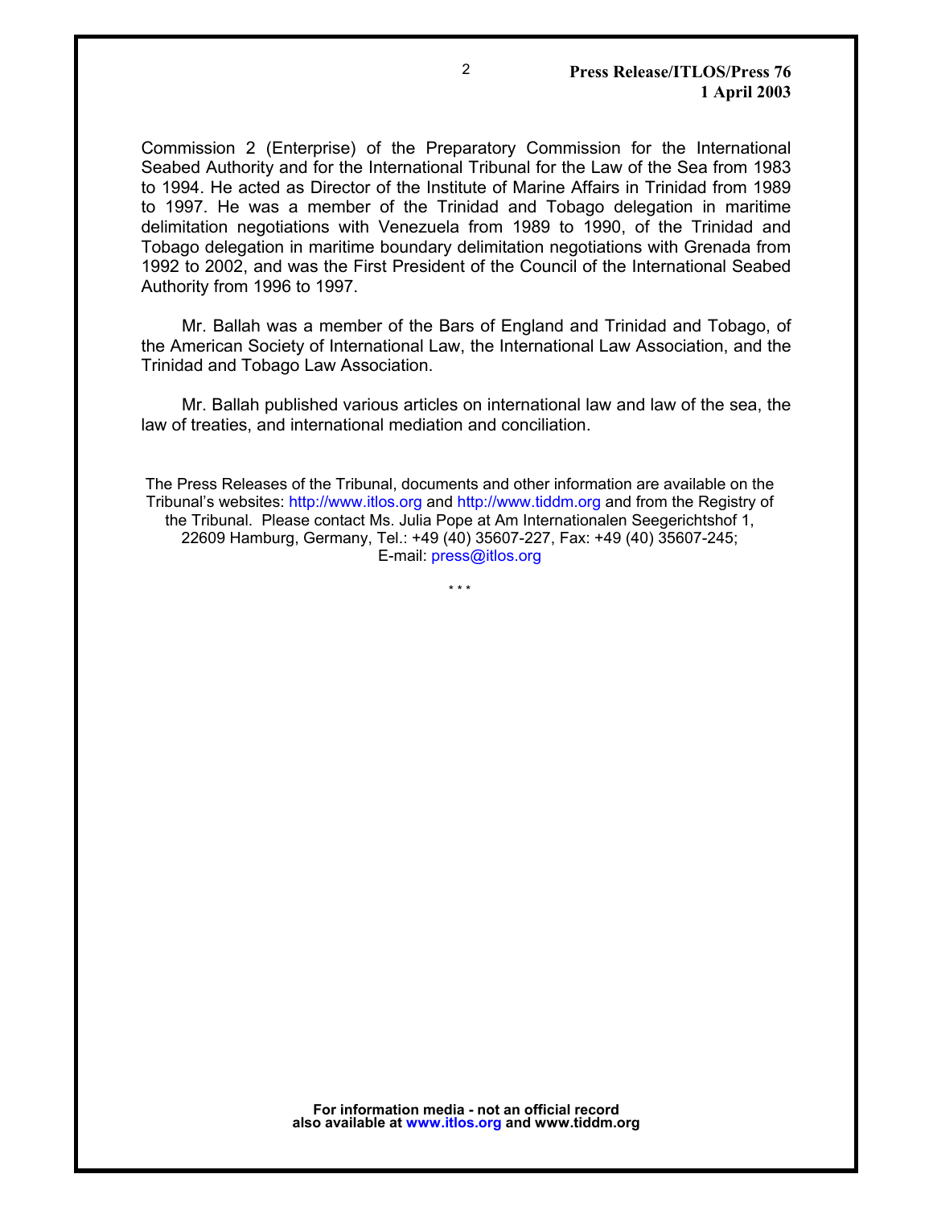Commission 2 (Enterprise) of the Preparatory Commission for the International Seabed Authority and for the International Tribunal for the Law of the Sea from 1983 to 1994. He acted as Director of the Institute of Marine Affairs in Trinidad from 1989 to 1997. He was a member of the Trinidad and Tobago delegation in maritime delimitation negotiations with Venezuela from 1989 to 1990, of the Trinidad and Tobago delegation in maritime boundary delimitation negotiations with Grenada from 1992 to 2002, and was the First President of the Council of the International Seabed Authority from 1996 to 1997.

Mr. Ballah was a member of the Bars of England and Trinidad and Tobago, of the American Society of International Law, the International Law Association, and the Trinidad and Tobago Law Association.

Mr. Ballah published various articles on international law and law of the sea, the law of treaties, and international mediation and conciliation.

The Press Releases of the Tribunal, documents and other information are available on the Tribunal's websites: http://www.itlos.org and http://www.tiddm.org and from the Registry of the Tribunal. Please contact Ms. Julia Pope at Am Internationalen Seegerichtshof 1, 22609 Hamburg, Germany, Tel.: +49 (40) 35607-227, Fax: +49 (40) 35607-245; E-mail: press@itlos.org

\* \* \*

**For information media - not an official record**
**also available at www.itlos.org and www.tiddm.org**